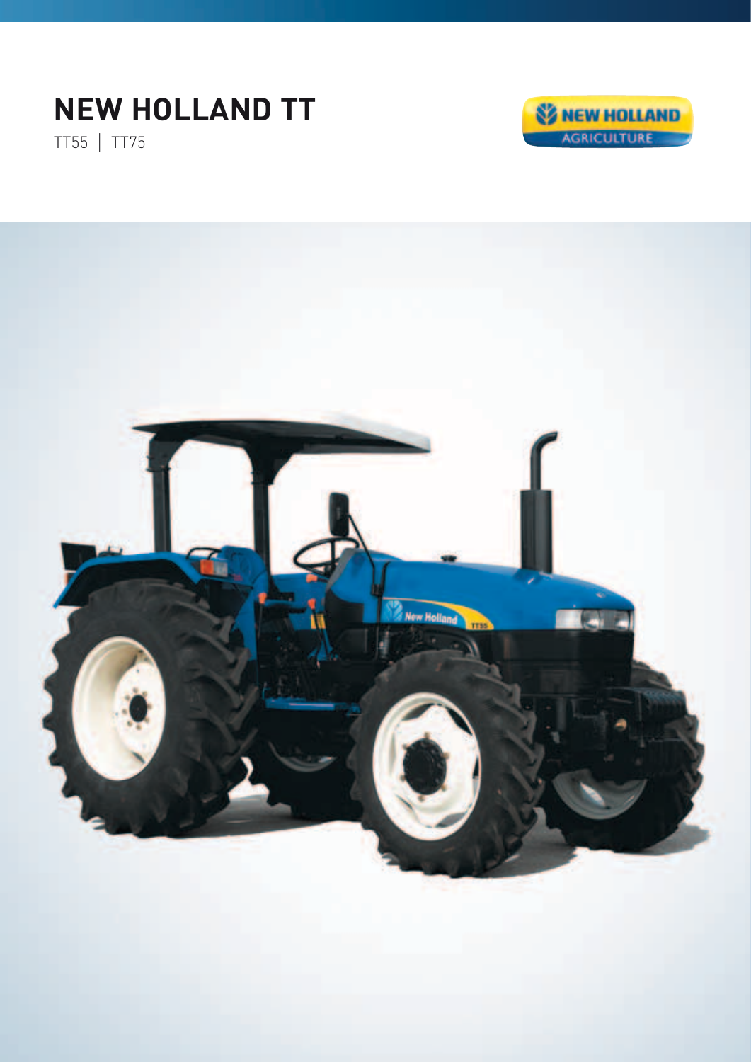# NEW HOLLAND TT

TT55 | TT75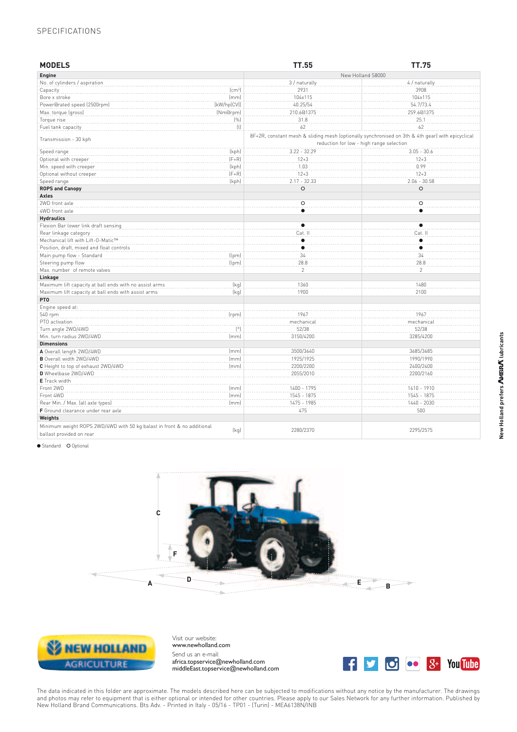SPECIFICATIONS

| MODELS | | TT.55 | TT.75 |
|---|---|---|---|
| **Engine** | | New Holland S8000 | |
| No. of cylinders / aspiration | | 3 / naturally | 4 / naturally |
| Capacity | (cm³) | 2931 | 3908 |
| Bore x stroke | (mm) | 104x115 | 104x115 |
| Power@rated speed (2500rpm) | (kW/hp(CV)) | 40.25/54 | 54.7/73.4 |
| Max. torque (gross) | (Nm@rpm) | 210.6@1375 | 259.6@1375 |
| Torque rise | (%) | 31.8 | 25.1 |
| Fuel tank capacity | (l) | 62 | 62 |
| Transmission - 30 kph | | 8F+2R, constant mesh & sliding mesh (optionally synchronised on 3th & 4th gear) with epicyclical reduction for low - high range selection | |
| Speed range | (kph) | 3.22 - 32.29 | 3.05 - 30.6 |
| Optional with creeper | (F+R) | 12+3 | 12+3 |
| Min. speed with creeper | (kph) | 1.03 | 0.99 |
| Optional without creeper | (F+R) | 12+3 | 12+3 |
| Speed range | (kph) | 2.17 - 32.33 | 2.06 - 30.58 |
| **ROPS and Canopy** | | O | O |
| **Axles** | | | |
| 2WD front axle | | O | O |
| 4WD front axle | | ● | ● |
| **Hydraulics** | | | |
| Flexion Bar lower link draft sensing | | ● | ● |
| Rear linkage category | | Cat. II | Cat. II |
| Mechanical lift with Lift-O-Matic™ | | ● | ● |
| Position, draft, mixed and float controls | | ● | ● |
| Main pump flow - Standard | (lpm) | 34 | 34 |
| Steering pump flow | (lpm) | 28.8 | 28.8 |
| Max. number of remote valves | | 2 | 2 |
| **Linkage** | | | |
| Maximum lift capacity at ball ends with no assist arms | (kg) | 1360 | 1480 |
| Maximum lift capacity at ball ends with assist arms | (kg) | 1900 | 2100 |
| **PTO** | | | |
| Engine speed at: | | | |
| 540 rpm | (rpm) | 1967 | 1967 |
| PTO activation | | mechanical | mechanical |
| Turn angle 2WD/4WD | (°) | 52/38 | 52/38 |
| Min. turn radius 2WD/4WD | (mm) | 3150/4200 | 3285/4200 |
| **Dimensions** | | | |
| **A** Overall length 2WD/4WD | (mm) | 3500/3640 | 3685/3685 |
| **B** Overall width 2WD/4WD | (mm) | 1925/1925 | 1990/1990 |
| **C** Height to top of exhaust 2WD/4WD | (mm) | 2200/2200 | 2400/2400 |
| **D** Wheelbase 2WD/4WD | (mm) | 2055/2010 | 2200/2160 |
| **E** Track width | | | |
| Front 2WD | (mm) | 1400 - 1795 | 1410 - 1910 |
| Front 4WD | (mm) | 1545 - 1875 | 1545 - 1875 |
| Rear Min. / Max. (all axle types) | (mm) | 1475 - 1985 | 1440 - 2030 |
| **F** Ground clearance under rear axle | | 475 | 500 |
| **Weights** | | | |
| Minimum weight ROPS 2WD/4WD with 50 kg balast in front & no additional ballast provided on rear | (kg) | 2280/2370 | 2295/2575 |

● Standard O Optional

C
F
A
D
E
B

New Holland prefers AMBRA lubricants

NEW HOLLAND AGRICULTURE

Visit our website:
www.newholland.com
Send us an e-mail:
africa.topservice@newholland.com
middleEast.topservice@newholland.com

The data indicated in this folder are approximate. The models described here can be subjected to modifications without any notice by the manufacturer. The drawings and photos may refer to equipment that is either optional or intended for other countries. Please apply to our Sales Network for any further information. Published by New Holland Brand Communications. Bts Adv. - Printed in Italy - 05/16 - TP01 - (Turin) - MEA6138N/INB